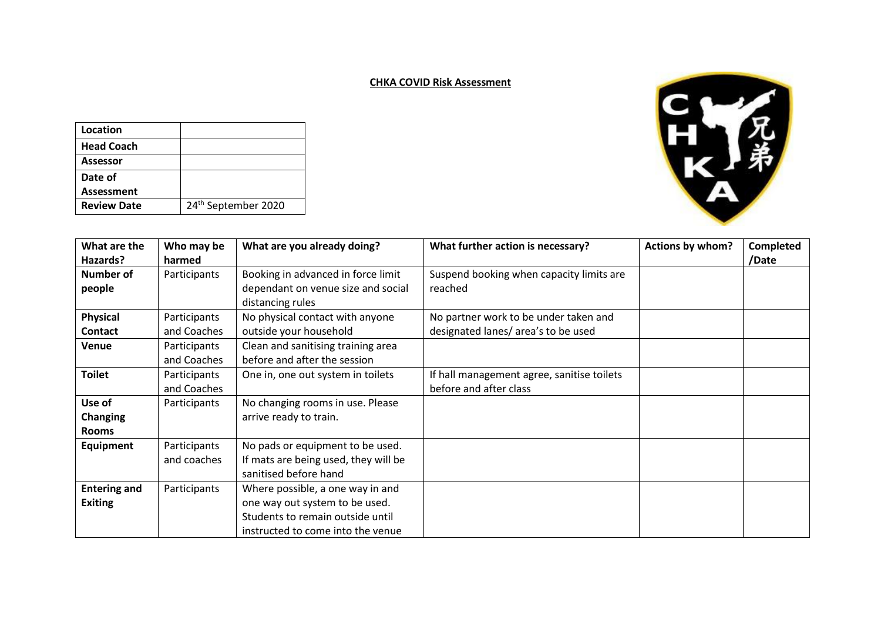**CHKA COVID Risk Assessment**

| **Location** | |
|---|---|
| **Head Coach** | |
| **Assessor** | |
| **Date of Assessment** | |
| **Review Date** | 24th September 2020 |

| What are the Hazards? | Who may be harmed | What are you already doing? | What further action is necessary? | Actions by whom? | Completed /Date |
|---|---|---|---|---|---|
| **Number of people** | Participants | Booking in advanced in force limit dependant on venue size and social distancing rules | Suspend booking when capacity limits are reached | | |
| **Physical Contact** | Participants and Coaches | No physical contact with anyone outside your household | No partner work to be under taken and designated lanes/ area's to be used | | |
| **Venue** | Participants and Coaches | Clean and sanitising training area before and after the session | | | |
| **Toilet** | Participants and Coaches | One in, one out system in toilets | If hall management agree, sanitise toilets before and after class | | |
| **Use of Changing Rooms** | Participants | No changing rooms in use. Please arrive ready to train. | | | |
| **Equipment** | Participants and coaches | No pads or equipment to be used. If mats are being used, they will be sanitised before hand | | | |
| **Entering and Exiting** | Participants | Where possible, a one way in and one way out system to be used. Students to remain outside until instructed to come into the venue | | | |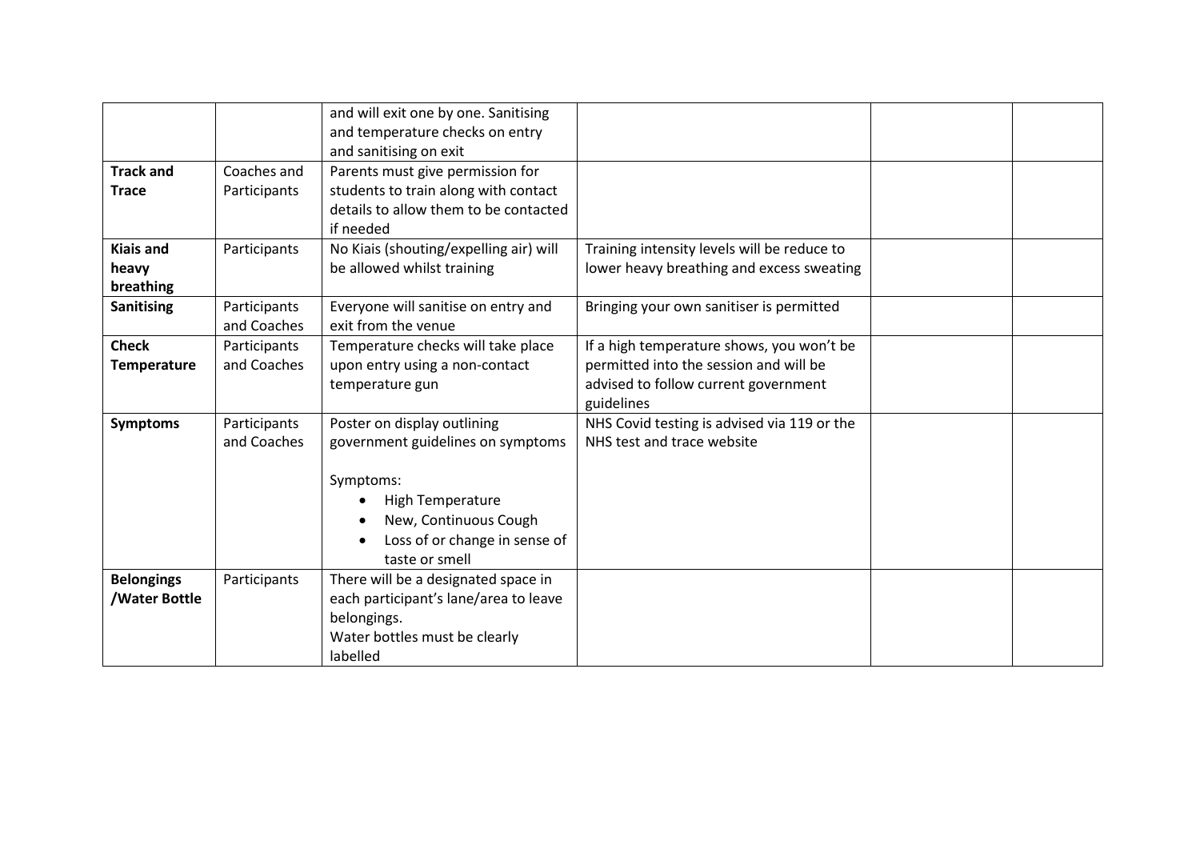| | | | | | |
|---|---|---|---|---|---|
| | | and will exit one by one. Sanitising and temperature checks on entry and sanitising on exit | | | |
| **Track and Trace** | Coaches and Participants | Parents must give permission for students to train along with contact details to allow them to be contacted if needed | | | |
| **Kiais and heavy breathing** | Participants | No Kiais (shouting/expelling air) will be allowed whilst training | Training intensity levels will be reduce to lower heavy breathing and excess sweating | | |
| **Sanitising** | Participants and Coaches | Everyone will sanitise on entry and exit from the venue | Bringing your own sanitiser is permitted | | |
| **Check Temperature** | Participants and Coaches | Temperature checks will take place upon entry using a non-contact temperature gun | If a high temperature shows, you won't be permitted into the session and will be advised to follow current government guidelines | | |
| **Symptoms** | Participants and Coaches | Poster on display outlining government guidelines on symptoms<br><br>Symptoms:<br>• High Temperature<br>• New, Continuous Cough<br>• Loss of or change in sense of taste or smell | NHS Covid testing is advised via 119 or the NHS test and trace website | | |
| **Belongings /Water Bottle** | Participants | There will be a designated space in each participant's lane/area to leave belongings.<br>Water bottles must be clearly labelled | | | |